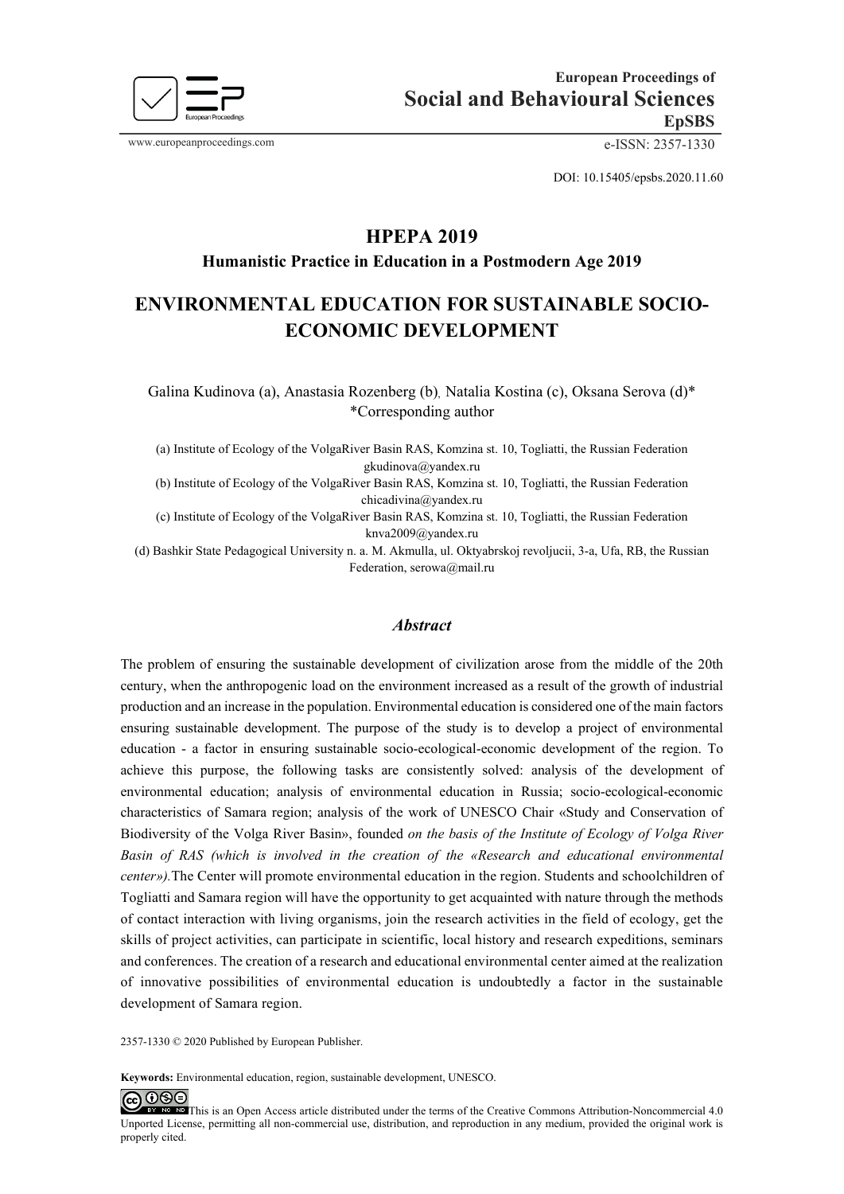European Proceedings of
**Social and Behavioural Sciences**
**EpSBS**

www.europeanproceedings.com e-ISSN: 2357-1330

DOI: 10.15405/epsbs.2020.11.60

## HPEPA 2019
### Humanistic Practice in Education in a Postmodern Age 2019

# ENVIRONMENTAL EDUCATION FOR SUSTAINABLE SOCIO-ECONOMIC DEVELOPMENT

Galina Kudinova (a), Anastasia Rozenberg (b), Natalia Kostina (c), Oksana Serova (d)*
*Corresponding author

(a) Institute of Ecology of the VolgaRiver Basin RAS, Komzina st. 10, Togliatti, the Russian Federation gkudinova@yandex.ru
(b) Institute of Ecology of the VolgaRiver Basin RAS, Komzina st. 10, Togliatti, the Russian Federation chicadivina@yandex.ru
(c) Institute of Ecology of the VolgaRiver Basin RAS, Komzina st. 10, Togliatti, the Russian Federation knva2009@yandex.ru
(d) Bashkir State Pedagogical University n. a. M. Akmulla, ul. Oktyabrskoj revoljucii, 3-a, Ufa, RB, the Russian Federation, serowa@mail.ru

### *Abstract*

The problem of ensuring the sustainable development of civilization arose from the middle of the 20th century, when the anthropogenic load on the environment increased as a result of the growth of industrial production and an increase in the population. Environmental education is considered one of the main factors ensuring sustainable development. The purpose of the study is to develop a project of environmental education - a factor in ensuring sustainable socio-ecological-economic development of the region. To achieve this purpose, the following tasks are consistently solved: analysis of the development of environmental education; analysis of environmental education in Russia; socio-ecological-economic characteristics of Samara region; analysis of the work of UNESCO Chair «Study and Conservation of Biodiversity of the Volga River Basin», founded *on the basis of the Institute of Ecology of Volga River Basin of RAS (which is involved in the creation of the «Research and educational environmental center»).* The Center will promote environmental education in the region. Students and schoolchildren of Togliatti and Samara region will have the opportunity to get acquainted with nature through the methods of contact interaction with living organisms, join the research activities in the field of ecology, get the skills of project activities, can participate in scientific, local history and research expeditions, seminars and conferences. The creation of a research and educational environmental center aimed at the realization of innovative possibilities of environmental education is undoubtedly a factor in the sustainable development of Samara region.

2357-1330 © 2020 Published by European Publisher.

**Keywords:** Environmental education, region, sustainable development, UNESCO.

This is an Open Access article distributed under the terms of the Creative Commons Attribution-Noncommercial 4.0 Unported License, permitting all non-commercial use, distribution, and reproduction in any medium, provided the original work is properly cited.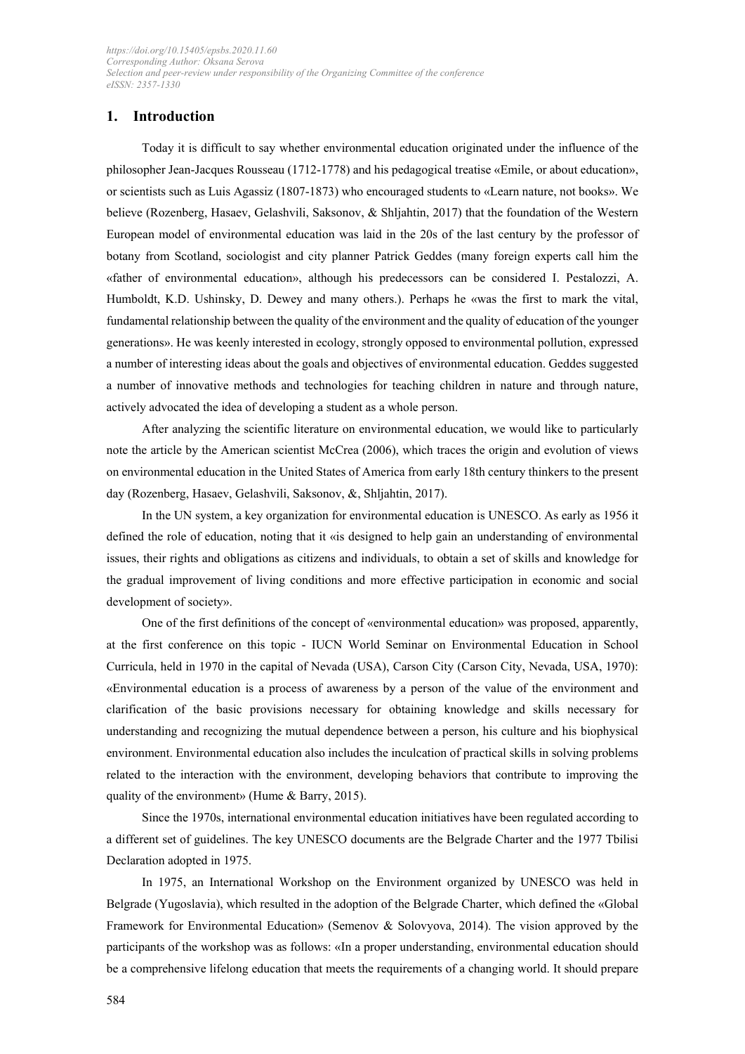## 1. Introduction

Today it is difficult to say whether environmental education originated under the influence of the philosopher Jean-Jacques Rousseau (1712-1778) and his pedagogical treatise «Emile, or about education», or scientists such as Luis Agassiz (1807-1873) who encouraged students to «Learn nature, not books». We believe (Rozenberg, Hasaev, Gelashvili, Saksonov, & Shljahtin, 2017) that the foundation of the Western European model of environmental education was laid in the 20s of the last century by the professor of botany from Scotland, sociologist and city planner Patrick Geddes (many foreign experts call him the «father of environmental education», although his predecessors can be considered I. Pestalozzi, A. Humboldt, K.D. Ushinsky, D. Dewey and many others.). Perhaps he «was the first to mark the vital, fundamental relationship between the quality of the environment and the quality of education of the younger generations». He was keenly interested in ecology, strongly opposed to environmental pollution, expressed a number of interesting ideas about the goals and objectives of environmental education. Geddes suggested a number of innovative methods and technologies for teaching children in nature and through nature, actively advocated the idea of developing a student as a whole person.

After analyzing the scientific literature on environmental education, we would like to particularly note the article by the American scientist McCrea (2006), which traces the origin and evolution of views on environmental education in the United States of America from early 18th century thinkers to the present day (Rozenberg, Hasaev, Gelashvili, Saksonov, &, Shljahtin, 2017).

In the UN system, a key organization for environmental education is UNESCO. As early as 1956 it defined the role of education, noting that it «is designed to help gain an understanding of environmental issues, their rights and obligations as citizens and individuals, to obtain a set of skills and knowledge for the gradual improvement of living conditions and more effective participation in economic and social development of society».

One of the first definitions of the concept of «environmental education» was proposed, apparently, at the first conference on this topic - IUCN World Seminar on Environmental Education in School Curricula, held in 1970 in the capital of Nevada (USA), Carson City (Carson City, Nevada, USA, 1970): «Environmental education is a process of awareness by a person of the value of the environment and clarification of the basic provisions necessary for obtaining knowledge and skills necessary for understanding and recognizing the mutual dependence between a person, his culture and his biophysical environment. Environmental education also includes the inculcation of practical skills in solving problems related to the interaction with the environment, developing behaviors that contribute to improving the quality of the environment» (Hume & Barry, 2015).

Since the 1970s, international environmental education initiatives have been regulated according to a different set of guidelines. The key UNESCO documents are the Belgrade Charter and the 1977 Tbilisi Declaration adopted in 1975.

In 1975, an International Workshop on the Environment organized by UNESCO was held in Belgrade (Yugoslavia), which resulted in the adoption of the Belgrade Charter, which defined the «Global Framework for Environmental Education» (Semenov & Solovyova, 2014). The vision approved by the participants of the workshop was as follows: «In a proper understanding, environmental education should be a comprehensive lifelong education that meets the requirements of a changing world. It should prepare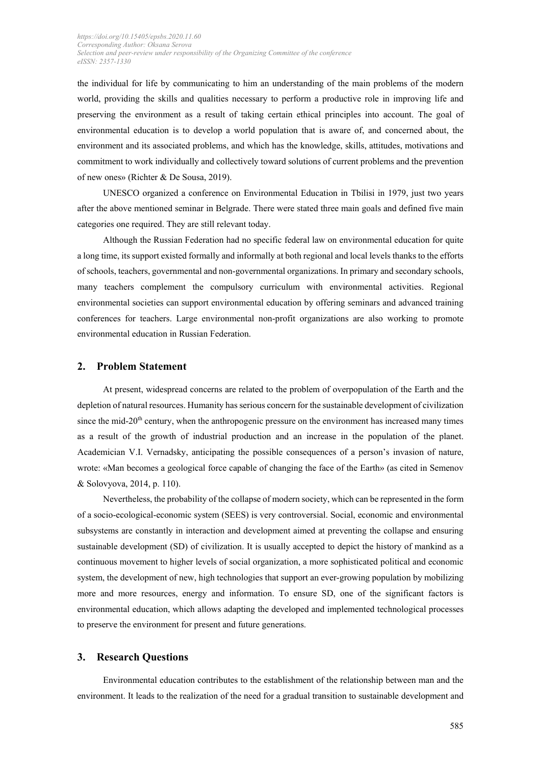the individual for life by communicating to him an understanding of the main problems of the modern world, providing the skills and qualities necessary to perform a productive role in improving life and preserving the environment as a result of taking certain ethical principles into account. The goal of environmental education is to develop a world population that is aware of, and concerned about, the environment and its associated problems, and which has the knowledge, skills, attitudes, motivations and commitment to work individually and collectively toward solutions of current problems and the prevention of new ones» (Richter & De Sousa, 2019).

UNESCO organized a conference on Environmental Education in Tbilisi in 1979, just two years after the above mentioned seminar in Belgrade. There were stated three main goals and defined five main categories one required. They are still relevant today.

Although the Russian Federation had no specific federal law on environmental education for quite a long time, its support existed formally and informally at both regional and local levels thanks to the efforts of schools, teachers, governmental and non-governmental organizations. In primary and secondary schools, many teachers complement the compulsory curriculum with environmental activities. Regional environmental societies can support environmental education by offering seminars and advanced training conferences for teachers. Large environmental non-profit organizations are also working to promote environmental education in Russian Federation.

## 2. Problem Statement

At present, widespread concerns are related to the problem of overpopulation of the Earth and the depletion of natural resources. Humanity has serious concern for the sustainable development of civilization since the mid-20th century, when the anthropogenic pressure on the environment has increased many times as a result of the growth of industrial production and an increase in the population of the planet. Academician V.I. Vernadsky, anticipating the possible consequences of a person's invasion of nature, wrote: «Man becomes a geological force capable of changing the face of the Earth» (as cited in Semenov & Solovyova, 2014, p. 110).

Nevertheless, the probability of the collapse of modern society, which can be represented in the form of a socio-ecological-economic system (SEES) is very controversial. Social, economic and environmental subsystems are constantly in interaction and development aimed at preventing the collapse and ensuring sustainable development (SD) of civilization. It is usually accepted to depict the history of mankind as a continuous movement to higher levels of social organization, a more sophisticated political and economic system, the development of new, high technologies that support an ever-growing population by mobilizing more and more resources, energy and information. To ensure SD, one of the significant factors is environmental education, which allows adapting the developed and implemented technological processes to preserve the environment for present and future generations.

## 3. Research Questions

Environmental education contributes to the establishment of the relationship between man and the environment. It leads to the realization of the need for a gradual transition to sustainable development and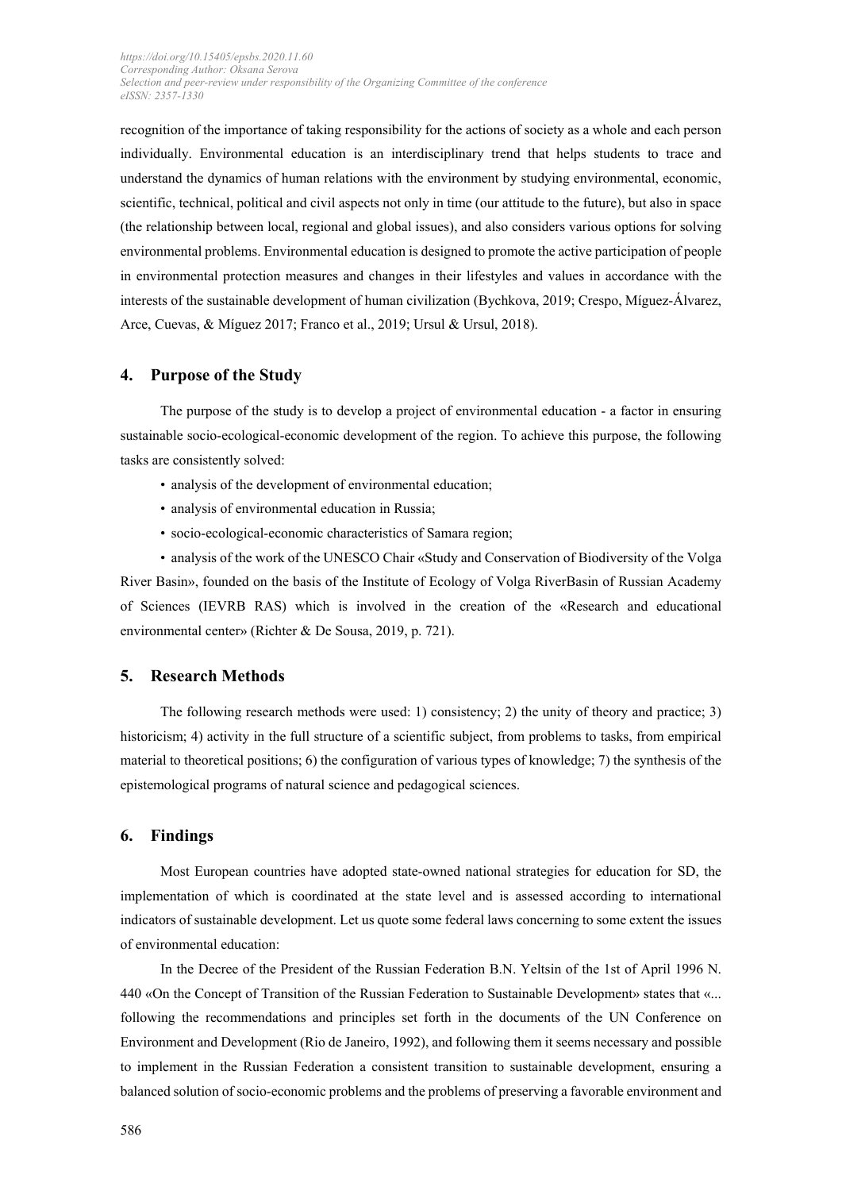recognition of the importance of taking responsibility for the actions of society as a whole and each person individually. Environmental education is an interdisciplinary trend that helps students to trace and understand the dynamics of human relations with the environment by studying environmental, economic, scientific, technical, political and civil aspects not only in time (our attitude to the future), but also in space (the relationship between local, regional and global issues), and also considers various options for solving environmental problems. Environmental education is designed to promote the active participation of people in environmental protection measures and changes in their lifestyles and values in accordance with the interests of the sustainable development of human civilization (Bychkova, 2019; Crespo, Míguez-Álvarez, Arce, Cuevas, & Míguez 2017; Franco et al., 2019; Ursul & Ursul, 2018).

## 4. Purpose of the Study

The purpose of the study is to develop a project of environmental education - a factor in ensuring sustainable socio-ecological-economic development of the region. To achieve this purpose, the following tasks are consistently solved:

- analysis of the development of environmental education;
- analysis of environmental education in Russia;
- socio-ecological-economic characteristics of Samara region;
- analysis of the work of the UNESCO Chair «Study and Conservation of Biodiversity of the Volga River Basin», founded on the basis of the Institute of Ecology of Volga RiverBasin of Russian Academy of Sciences (IEVRB RAS) which is involved in the creation of the «Research and educational environmental center» (Richter & De Sousa, 2019, p. 721).

## 5. Research Methods

The following research methods were used: 1) consistency; 2) the unity of theory and practice; 3) historicism; 4) activity in the full structure of a scientific subject, from problems to tasks, from empirical material to theoretical positions; 6) the configuration of various types of knowledge; 7) the synthesis of the epistemological programs of natural science and pedagogical sciences.

## 6. Findings

Most European countries have adopted state-owned national strategies for education for SD, the implementation of which is coordinated at the state level and is assessed according to international indicators of sustainable development. Let us quote some federal laws concerning to some extent the issues of environmental education:

In the Decree of the President of the Russian Federation B.N. Yeltsin of the 1st of April 1996 N. 440 «On the Concept of Transition of the Russian Federation to Sustainable Development» states that «... following the recommendations and principles set forth in the documents of the UN Conference on Environment and Development (Rio de Janeiro, 1992), and following them it seems necessary and possible to implement in the Russian Federation a consistent transition to sustainable development, ensuring a balanced solution of socio-economic problems and the problems of preserving a favorable environment and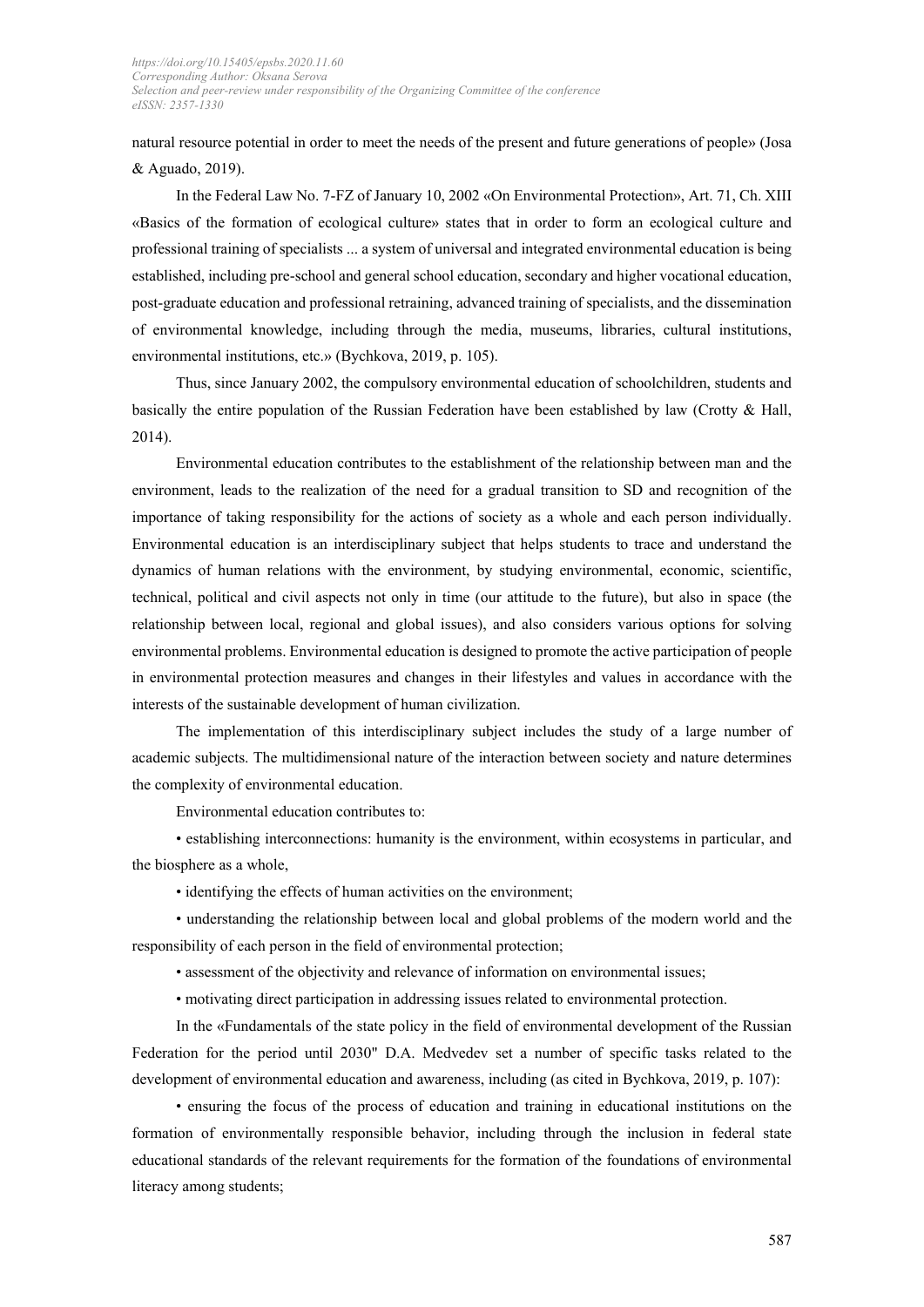natural resource potential in order to meet the needs of the present and future generations of people» (Josa & Aguado, 2019).

In the Federal Law No. 7-FZ of January 10, 2002 «On Environmental Protection», Art. 71, Ch. XIII «Basics of the formation of ecological culture» states that in order to form an ecological culture and professional training of specialists ... a system of universal and integrated environmental education is being established, including pre-school and general school education, secondary and higher vocational education, post-graduate education and professional retraining, advanced training of specialists, and the dissemination of environmental knowledge, including through the media, museums, libraries, cultural institutions, environmental institutions, etc.» (Bychkova, 2019, p. 105).

Thus, since January 2002, the compulsory environmental education of schoolchildren, students and basically the entire population of the Russian Federation have been established by law (Crotty & Hall, 2014).

Environmental education contributes to the establishment of the relationship between man and the environment, leads to the realization of the need for a gradual transition to SD and recognition of the importance of taking responsibility for the actions of society as a whole and each person individually. Environmental education is an interdisciplinary subject that helps students to trace and understand the dynamics of human relations with the environment, by studying environmental, economic, scientific, technical, political and civil aspects not only in time (our attitude to the future), but also in space (the relationship between local, regional and global issues), and also considers various options for solving environmental problems. Environmental education is designed to promote the active participation of people in environmental protection measures and changes in their lifestyles and values in accordance with the interests of the sustainable development of human civilization.

The implementation of this interdisciplinary subject includes the study of a large number of academic subjects. The multidimensional nature of the interaction between society and nature determines the complexity of environmental education.

Environmental education contributes to:

- establishing interconnections: humanity is the environment, within ecosystems in particular, and the biosphere as a whole,
- identifying the effects of human activities on the environment;
- understanding the relationship between local and global problems of the modern world and the responsibility of each person in the field of environmental protection;
- assessment of the objectivity and relevance of information on environmental issues;
- motivating direct participation in addressing issues related to environmental protection.

In the «Fundamentals of the state policy in the field of environmental development of the Russian Federation for the period until 2030" D.A. Medvedev set a number of specific tasks related to the development of environmental education and awareness, including (as cited in Bychkova, 2019, p. 107):

- ensuring the focus of the process of education and training in educational institutions on the formation of environmentally responsible behavior, including through the inclusion in federal state educational standards of the relevant requirements for the formation of the foundations of environmental literacy among students;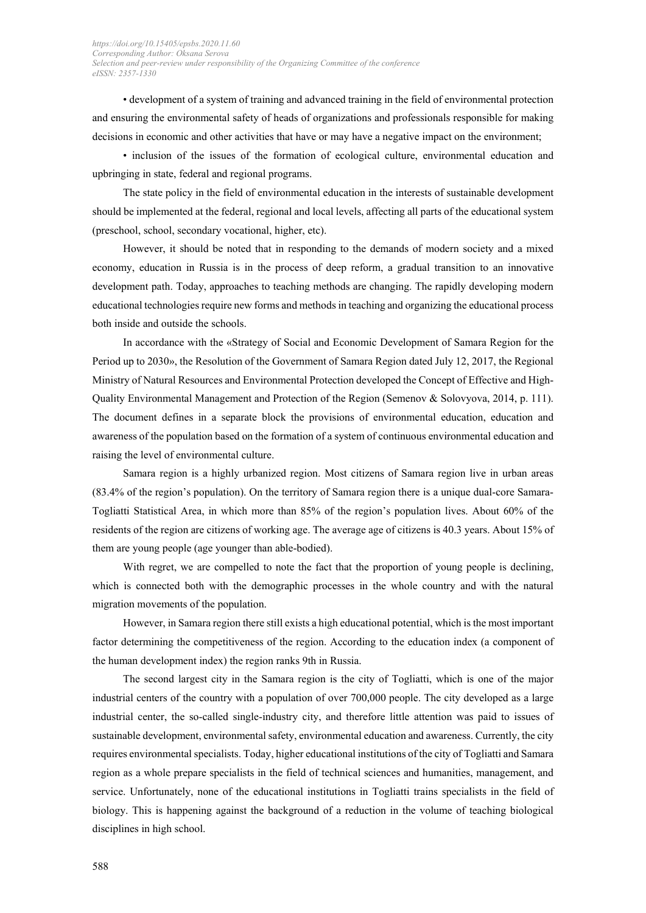• development of a system of training and advanced training in the field of environmental protection and ensuring the environmental safety of heads of organizations and professionals responsible for making decisions in economic and other activities that have or may have a negative impact on the environment;

• inclusion of the issues of the formation of ecological culture, environmental education and upbringing in state, federal and regional programs.

The state policy in the field of environmental education in the interests of sustainable development should be implemented at the federal, regional and local levels, affecting all parts of the educational system (preschool, school, secondary vocational, higher, etc).

However, it should be noted that in responding to the demands of modern society and a mixed economy, education in Russia is in the process of deep reform, a gradual transition to an innovative development path. Today, approaches to teaching methods are changing. The rapidly developing modern educational technologies require new forms and methods in teaching and organizing the educational process both inside and outside the schools.

In accordance with the «Strategy of Social and Economic Development of Samara Region for the Period up to 2030», the Resolution of the Government of Samara Region dated July 12, 2017, the Regional Ministry of Natural Resources and Environmental Protection developed the Concept of Effective and High-Quality Environmental Management and Protection of the Region (Semenov & Solovyova, 2014, p. 111). The document defines in a separate block the provisions of environmental education, education and awareness of the population based on the formation of a system of continuous environmental education and raising the level of environmental culture.

Samara region is a highly urbanized region. Most citizens of Samara region live in urban areas (83.4% of the region's population). On the territory of Samara region there is a unique dual-core Samara-Togliatti Statistical Area, in which more than 85% of the region's population lives. About 60% of the residents of the region are citizens of working age. The average age of citizens is 40.3 years. About 15% of them are young people (age younger than able-bodied).

With regret, we are compelled to note the fact that the proportion of young people is declining, which is connected both with the demographic processes in the whole country and with the natural migration movements of the population.

However, in Samara region there still exists a high educational potential, which is the most important factor determining the competitiveness of the region. According to the education index (a component of the human development index) the region ranks 9th in Russia.

The second largest city in the Samara region is the city of Togliatti, which is one of the major industrial centers of the country with a population of over 700,000 people. The city developed as a large industrial center, the so-called single-industry city, and therefore little attention was paid to issues of sustainable development, environmental safety, environmental education and awareness. Currently, the city requires environmental specialists. Today, higher educational institutions of the city of Togliatti and Samara region as a whole prepare specialists in the field of technical sciences and humanities, management, and service. Unfortunately, none of the educational institutions in Togliatti trains specialists in the field of biology. This is happening against the background of a reduction in the volume of teaching biological disciplines in high school.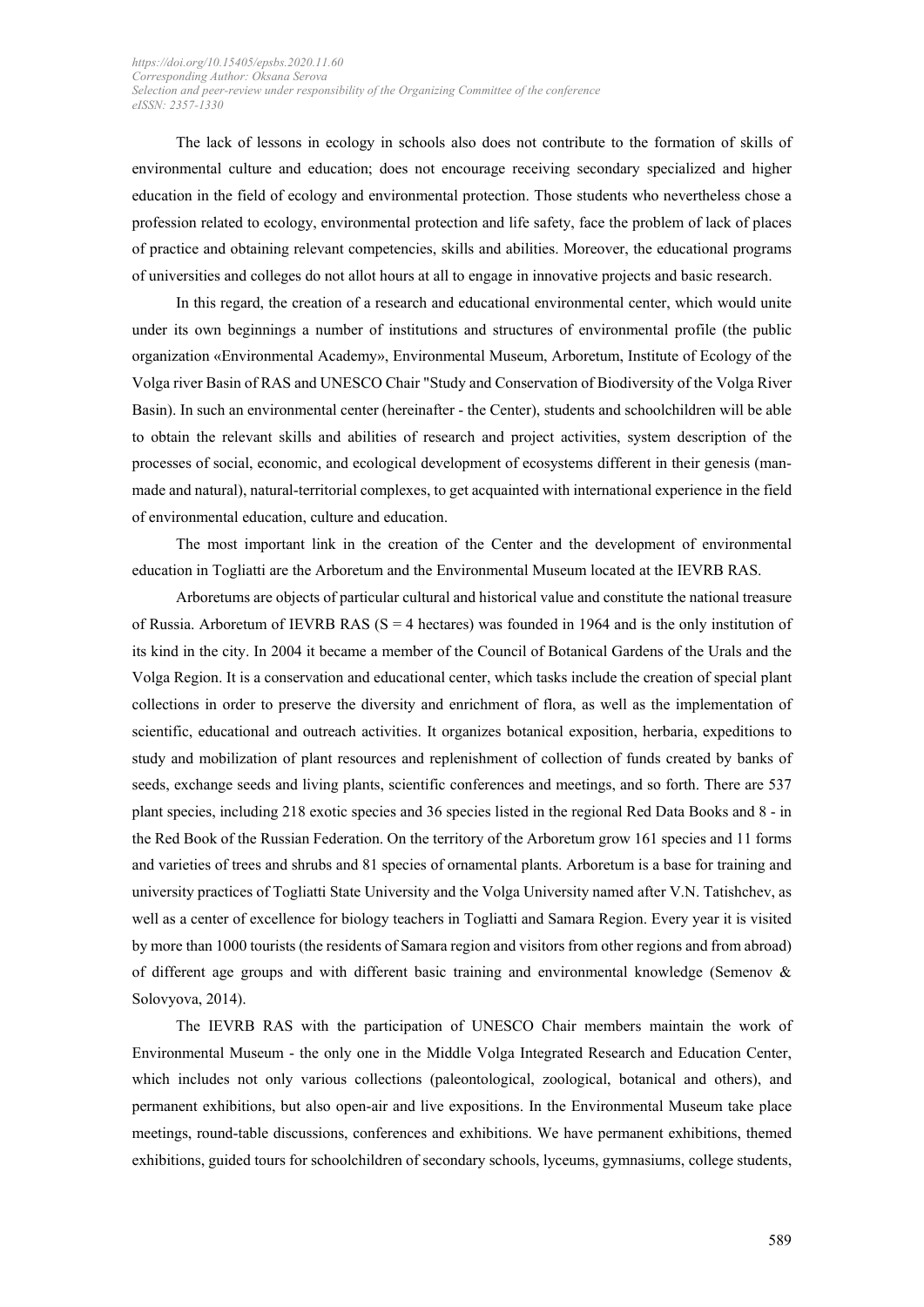The lack of lessons in ecology in schools also does not contribute to the formation of skills of environmental culture and education; does not encourage receiving secondary specialized and higher education in the field of ecology and environmental protection. Those students who nevertheless chose a profession related to ecology, environmental protection and life safety, face the problem of lack of places of practice and obtaining relevant competencies, skills and abilities. Moreover, the educational programs of universities and colleges do not allot hours at all to engage in innovative projects and basic research.

In this regard, the creation of a research and educational environmental center, which would unite under its own beginnings a number of institutions and structures of environmental profile (the public organization «Environmental Academy», Environmental Museum, Arboretum, Institute of Ecology of the Volga river Basin of RAS and UNESCO Chair "Study and Conservation of Biodiversity of the Volga River Basin). In such an environmental center (hereinafter - the Center), students and schoolchildren will be able to obtain the relevant skills and abilities of research and project activities, system description of the processes of social, economic, and ecological development of ecosystems different in their genesis (man-made and natural), natural-territorial complexes, to get acquainted with international experience in the field of environmental education, culture and education.

The most important link in the creation of the Center and the development of environmental education in Togliatti are the Arboretum and the Environmental Museum located at the IEVRB RAS.

Arboretums are objects of particular cultural and historical value and constitute the national treasure of Russia. Arboretum of IEVRB RAS (S = 4 hectares) was founded in 1964 and is the only institution of its kind in the city. In 2004 it became a member of the Council of Botanical Gardens of the Urals and the Volga Region. It is a conservation and educational center, which tasks include the creation of special plant collections in order to preserve the diversity and enrichment of flora, as well as the implementation of scientific, educational and outreach activities. It organizes botanical exposition, herbaria, expeditions to study and mobilization of plant resources and replenishment of collection of funds created by banks of seeds, exchange seeds and living plants, scientific conferences and meetings, and so forth. There are 537 plant species, including 218 exotic species and 36 species listed in the regional Red Data Books and 8 - in the Red Book of the Russian Federation. On the territory of the Arboretum grow 161 species and 11 forms and varieties of trees and shrubs and 81 species of ornamental plants. Arboretum is a base for training and university practices of Togliatti State University and the Volga University named after V.N. Tatishchev, as well as a center of excellence for biology teachers in Togliatti and Samara Region. Every year it is visited by more than 1000 tourists (the residents of Samara region and visitors from other regions and from abroad) of different age groups and with different basic training and environmental knowledge (Semenov & Solovyova, 2014).

The IEVRB RAS with the participation of UNESCO Chair members maintain the work of Environmental Museum - the only one in the Middle Volga Integrated Research and Education Center, which includes not only various collections (paleontological, zoological, botanical and others), and permanent exhibitions, but also open-air and live expositions. In the Environmental Museum take place meetings, round-table discussions, conferences and exhibitions. We have permanent exhibitions, themed exhibitions, guided tours for schoolchildren of secondary schools, lyceums, gymnasiums, college students,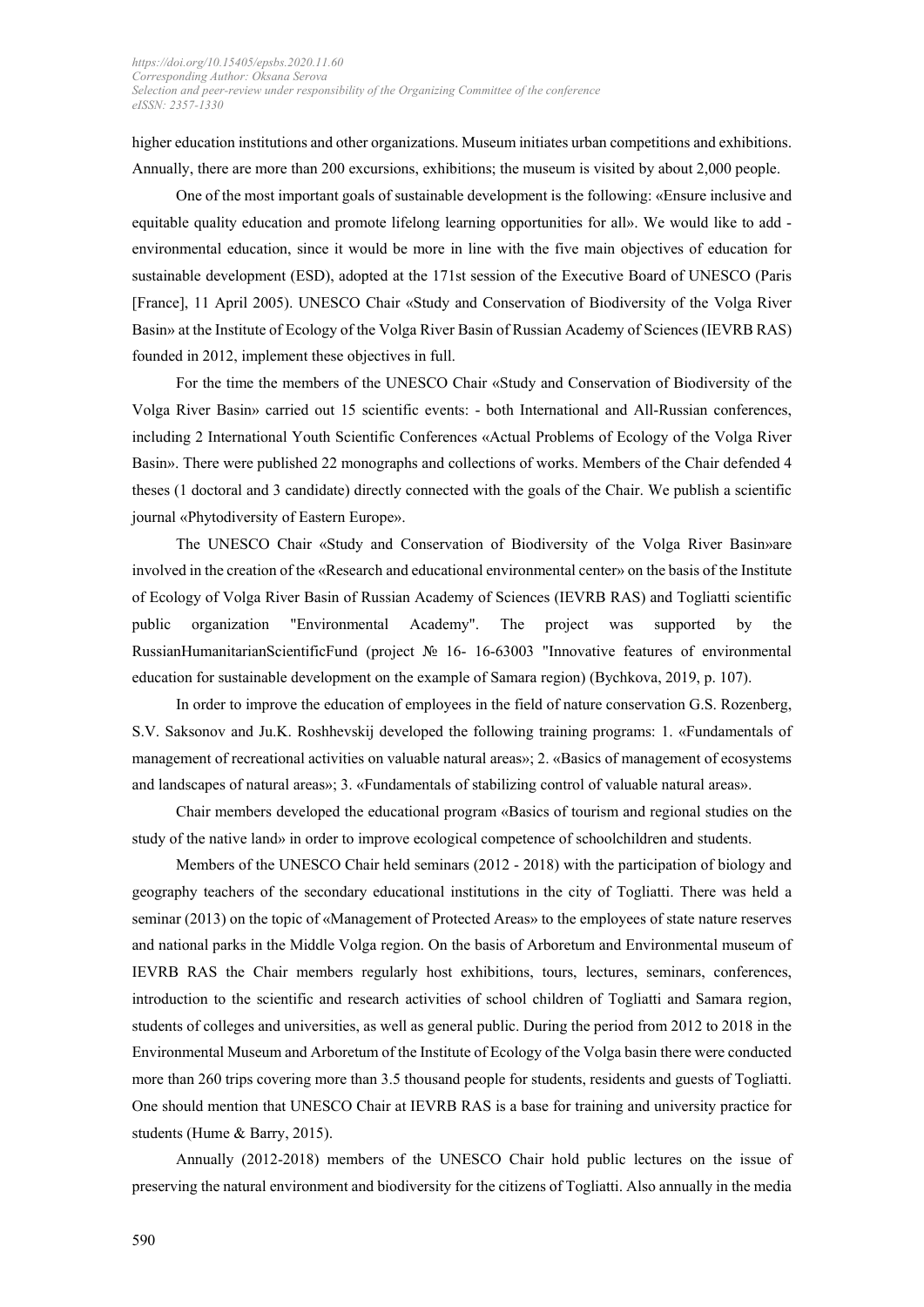higher education institutions and other organizations. Museum initiates urban competitions and exhibitions. Annually, there are more than 200 excursions, exhibitions; the museum is visited by about 2,000 people.

One of the most important goals of sustainable development is the following: «Ensure inclusive and equitable quality education and promote lifelong learning opportunities for all». We would like to add - environmental education, since it would be more in line with the five main objectives of education for sustainable development (ESD), adopted at the 171st session of the Executive Board of UNESCO (Paris [France], 11 April 2005). UNESCO Chair «Study and Conservation of Biodiversity of the Volga River Basin» at the Institute of Ecology of the Volga River Basin of Russian Academy of Sciences (IEVRB RAS) founded in 2012, implement these objectives in full.

For the time the members of the UNESCO Chair «Study and Conservation of Biodiversity of the Volga River Basin» carried out 15 scientific events: - both International and All-Russian conferences, including 2 International Youth Scientific Conferences «Actual Problems of Ecology of the Volga River Basin». There were published 22 monographs and collections of works. Members of the Chair defended 4 theses (1 doctoral and 3 candidate) directly connected with the goals of the Chair. We publish a scientific journal «Phytodiversity of Eastern Europe».

The UNESCO Chair «Study and Conservation of Biodiversity of the Volga River Basin»are involved in the creation of the «Research and educational environmental center» on the basis of the Institute of Ecology of Volga River Basin of Russian Academy of Sciences (IEVRB RAS) and Togliatti scientific public organization "Environmental Academy". The project was supported by the RussianHumanitarianScientificFund (project № 16- 16-63003 "Innovative features of environmental education for sustainable development on the example of Samara region) (Bychkova, 2019, p. 107).

In order to improve the education of employees in the field of nature conservation G.S. Rozenberg, S.V. Saksonov and Ju.K. Roshhevskij developed the following training programs: 1. «Fundamentals of management of recreational activities on valuable natural areas»; 2. «Basics of management of ecosystems and landscapes of natural areas»; 3. «Fundamentals of stabilizing control of valuable natural areas».

Chair members developed the educational program «Basics of tourism and regional studies on the study of the native land» in order to improve ecological competence of schoolchildren and students.

Members of the UNESCO Chair held seminars (2012 - 2018) with the participation of biology and geography teachers of the secondary educational institutions in the city of Togliatti. There was held a seminar (2013) on the topic of «Management of Protected Areas» to the employees of state nature reserves and national parks in the Middle Volga region. On the basis of Arboretum and Environmental museum of IEVRB RAS the Chair members regularly host exhibitions, tours, lectures, seminars, conferences, introduction to the scientific and research activities of school children of Togliatti and Samara region, students of colleges and universities, as well as general public. During the period from 2012 to 2018 in the Environmental Museum and Arboretum of the Institute of Ecology of the Volga basin there were conducted more than 260 trips covering more than 3.5 thousand people for students, residents and guests of Togliatti. One should mention that UNESCO Chair at IEVRB RAS is a base for training and university practice for students (Hume & Barry, 2015).

Annually (2012-2018) members of the UNESCO Chair hold public lectures on the issue of preserving the natural environment and biodiversity for the citizens of Togliatti. Also annually in the media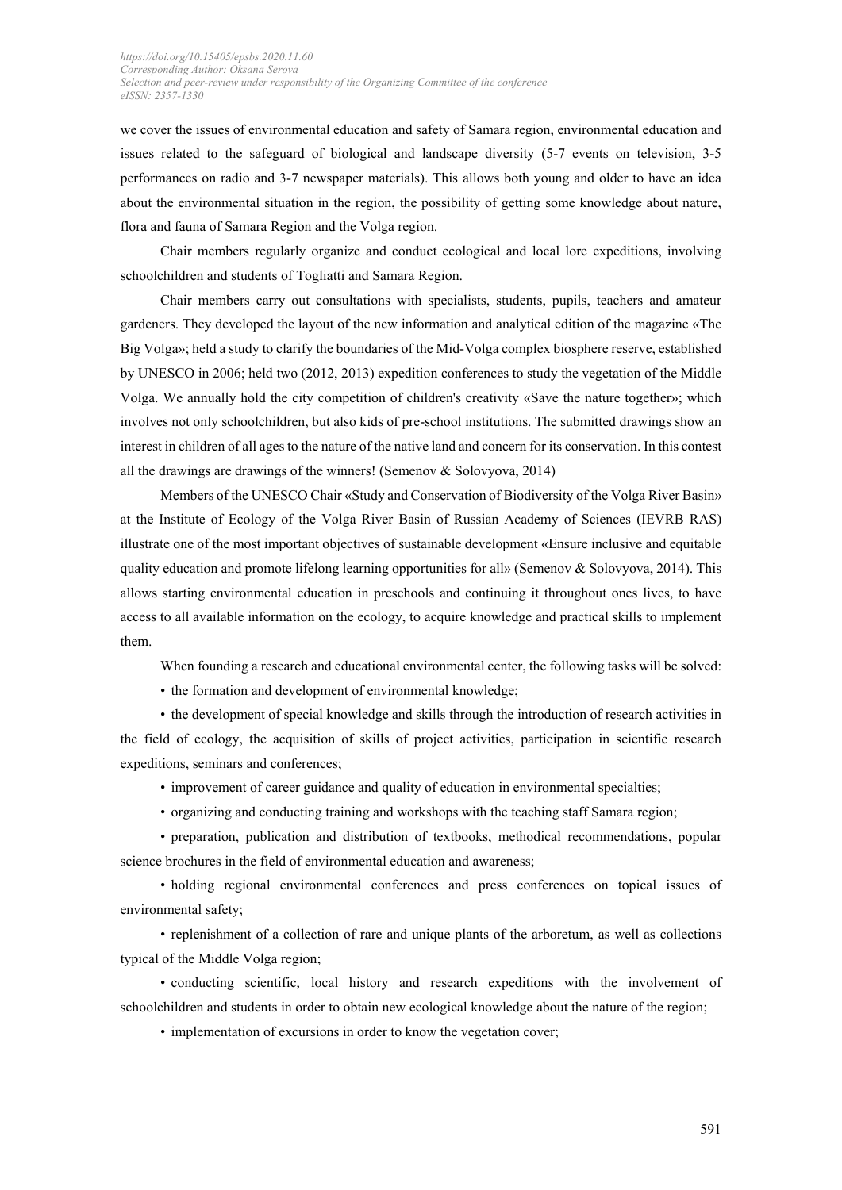we cover the issues of environmental education and safety of Samara region, environmental education and issues related to the safeguard of biological and landscape diversity (5-7 events on television, 3-5 performances on radio and 3-7 newspaper materials). This allows both young and older to have an idea about the environmental situation in the region, the possibility of getting some knowledge about nature, flora and fauna of Samara Region and the Volga region.

Chair members regularly organize and conduct ecological and local lore expeditions, involving schoolchildren and students of Togliatti and Samara Region.

Chair members carry out consultations with specialists, students, pupils, teachers and amateur gardeners. They developed the layout of the new information and analytical edition of the magazine «The Big Volga»; held a study to clarify the boundaries of the Mid-Volga complex biosphere reserve, established by UNESCO in 2006; held two (2012, 2013) expedition conferences to study the vegetation of the Middle Volga. We annually hold the city competition of children's creativity «Save the nature together»; which involves not only schoolchildren, but also kids of pre-school institutions. The submitted drawings show an interest in children of all ages to the nature of the native land and concern for its conservation. In this contest all the drawings are drawings of the winners! (Semenov & Solovyova, 2014)

Members of the UNESCO Chair «Study and Conservation of Biodiversity of the Volga River Basin» at the Institute of Ecology of the Volga River Basin of Russian Academy of Sciences (IEVRB RAS) illustrate one of the most important objectives of sustainable development «Ensure inclusive and equitable quality education and promote lifelong learning opportunities for all» (Semenov & Solovyova, 2014). This allows starting environmental education in preschools and continuing it throughout ones lives, to have access to all available information on the ecology, to acquire knowledge and practical skills to implement them.

When founding a research and educational environmental center, the following tasks will be solved:

- the formation and development of environmental knowledge;
- the development of special knowledge and skills through the introduction of research activities in the field of ecology, the acquisition of skills of project activities, participation in scientific research expeditions, seminars and conferences;
- improvement of career guidance and quality of education in environmental specialties;
- organizing and conducting training and workshops with the teaching staff Samara region;
- preparation, publication and distribution of textbooks, methodical recommendations, popular science brochures in the field of environmental education and awareness;
- holding regional environmental conferences and press conferences on topical issues of environmental safety;
- replenishment of a collection of rare and unique plants of the arboretum, as well as collections typical of the Middle Volga region;
- conducting scientific, local history and research expeditions with the involvement of schoolchildren and students in order to obtain new ecological knowledge about the nature of the region;
- implementation of excursions in order to know the vegetation cover;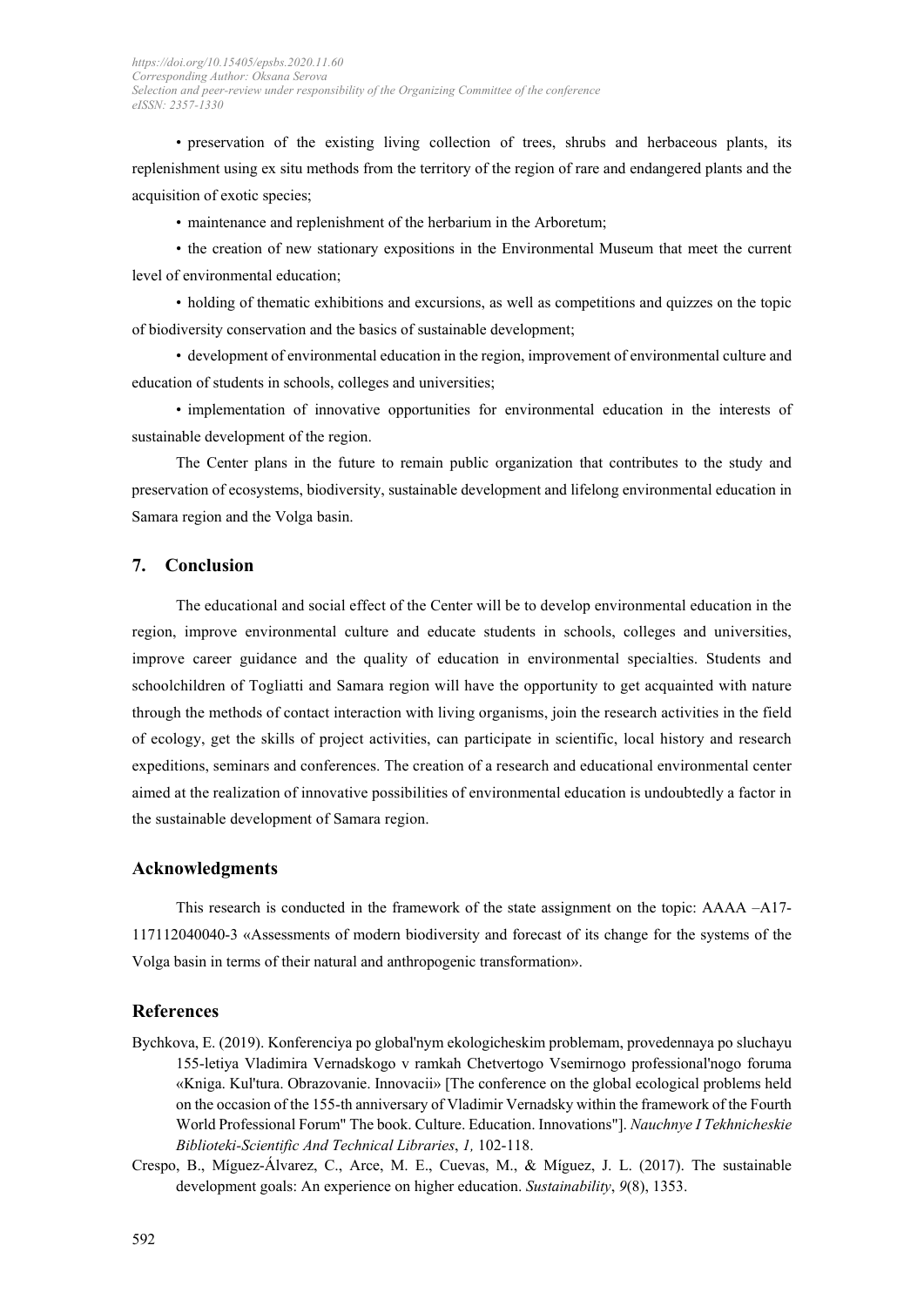• preservation of the existing living collection of trees, shrubs and herbaceous plants, its replenishment using ex situ methods from the territory of the region of rare and endangered plants and the acquisition of exotic species;

• maintenance and replenishment of the herbarium in the Arboretum;

• the creation of new stationary expositions in the Environmental Museum that meet the current level of environmental education;

• holding of thematic exhibitions and excursions, as well as competitions and quizzes on the topic of biodiversity conservation and the basics of sustainable development;

• development of environmental education in the region, improvement of environmental culture and education of students in schools, colleges and universities;

• implementation of innovative opportunities for environmental education in the interests of sustainable development of the region.

The Center plans in the future to remain public organization that contributes to the study and preservation of ecosystems, biodiversity, sustainable development and lifelong environmental education in Samara region and the Volga basin.

## 7. Conclusion

The educational and social effect of the Center will be to develop environmental education in the region, improve environmental culture and educate students in schools, colleges and universities, improve career guidance and the quality of education in environmental specialties. Students and schoolchildren of Togliatti and Samara region will have the opportunity to get acquainted with nature through the methods of contact interaction with living organisms, join the research activities in the field of ecology, get the skills of project activities, can participate in scientific, local history and research expeditions, seminars and conferences. The creation of a research and educational environmental center aimed at the realization of innovative possibilities of environmental education is undoubtedly a factor in the sustainable development of Samara region.

## Acknowledgments

This research is conducted in the framework of the state assignment on the topic: АААА –А17-117112040040-3 «Assessments of modern biodiversity and forecast of its change for the systems of the Volga basin in terms of their natural and anthropogenic transformation».

## References

Bychkova, E. (2019). Konferenciya po global'nym ekologicheskim problemam, provedennaya po sluchayu 155-letiya Vladimira Vernadskogo v ramkah Chetvertogo Vsemirnogo professional'nogo foruma «Kniga. Kul'tura. Obrazovanie. Innovacii» [The conference on the global ecological problems held on the occasion of the 155-th anniversary of Vladimir Vernadsky within the framework of the Fourth World Professional Forum" The book. Culture. Education. Innovations"]. *Nauchnye I Tekhnicheskie Biblioteki-Scientific And Technical Libraries*, *1,* 102-118.

Crespo, B., Míguez-Álvarez, C., Arce, M. E., Cuevas, M., & Míguez, J. L. (2017). The sustainable development goals: An experience on higher education. *Sustainability*, *9*(8), 1353.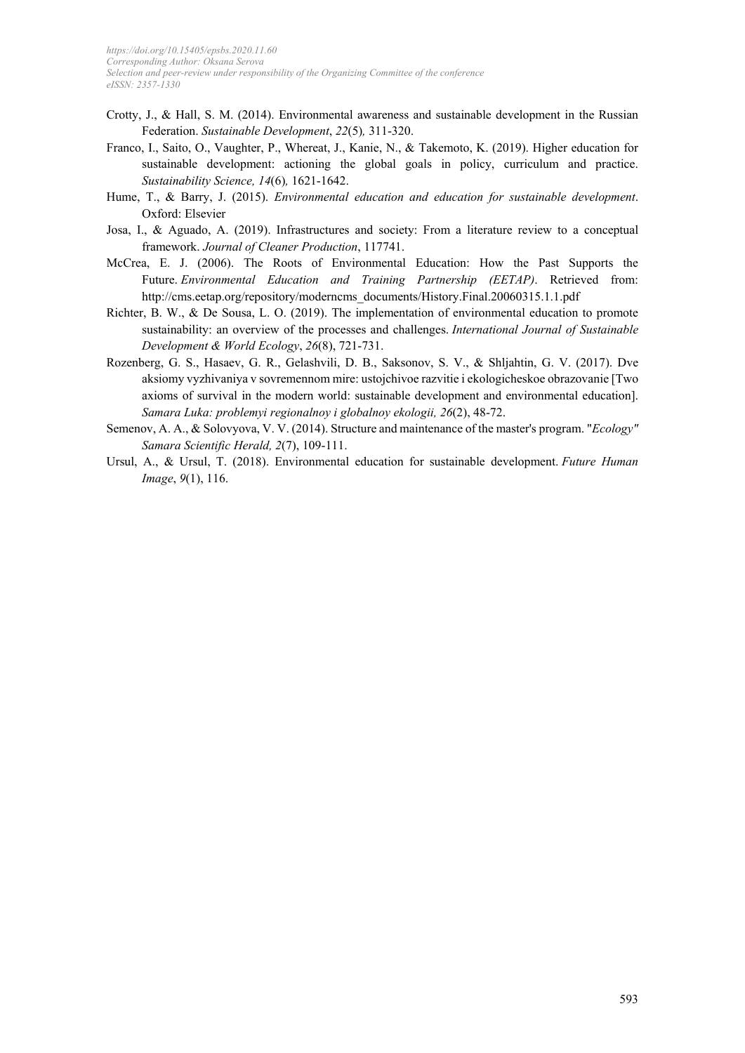Crotty, J., & Hall, S. M. (2014). Environmental awareness and sustainable development in the Russian Federation. *Sustainable Development*, *22*(5)*,* 311-320.

Franco, I., Saito, O., Vaughter, P., Whereat, J., Kanie, N., & Takemoto, K. (2019). Higher education for sustainable development: actioning the global goals in policy, curriculum and practice. *Sustainability Science, 14*(6)*,* 1621-1642.

Hume, T., & Barry, J. (2015). *Environmental education and education for sustainable development*. Oxford: Elsevier

Josa, I., & Aguado, A. (2019). Infrastructures and society: From a literature review to a conceptual framework. *Journal of Cleaner Production*, 117741.

McCrea, E. J. (2006). The Roots of Environmental Education: How the Past Supports the Future. *Environmental Education and Training Partnership (EETAP)*. Retrieved from: http://cms.eetap.org/repository/moderncms_documents/History.Final.20060315.1.1.pdf

Richter, B. W., & De Sousa, L. O. (2019). The implementation of environmental education to promote sustainability: an overview of the processes and challenges. *International Journal of Sustainable Development & World Ecology*, *26*(8), 721-731.

Rozenberg, G. S., Hasaev, G. R., Gelashvili, D. B., Saksonov, S. V., & Shljahtin, G. V. (2017). Dve aksiomy vyzhivaniya v sovremennom mire: ustojchivoe razvitie i ekologicheskoe obrazovanie [Two axioms of survival in the modern world: sustainable development and environmental education]. *Samara Luka: problemyi regionalnoy i globalnoy ekologii, 26*(2), 48-72.

Semenov, A. A., & Solovyova, V. V. (2014). Structure and maintenance of the master's program. "*Ecology" Samara Scientific Herald, 2*(7), 109-111.

Ursul, A., & Ursul, T. (2018). Environmental education for sustainable development. *Future Human Image*, *9*(1), 116.